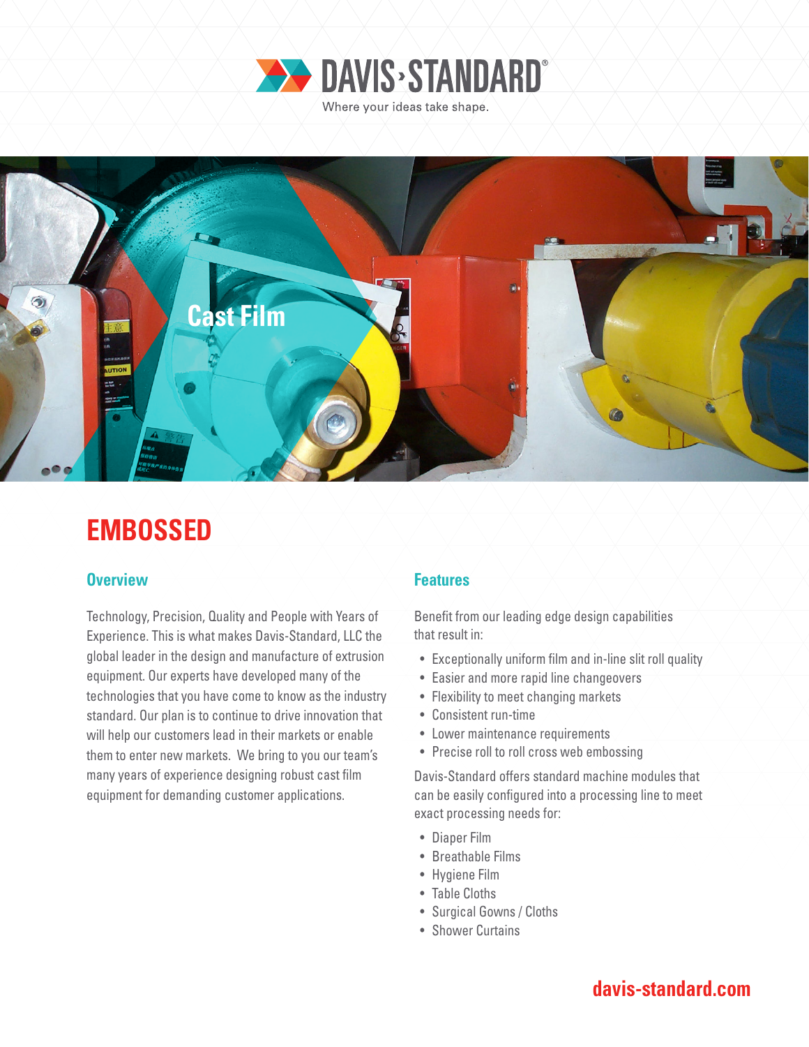DAVIS-STANDARD®

Where your ideas take shape.

Cast Film

# EMBOSSED

## Overview

Technology, Precision, Quality and People with Years of Experience. This is what makes Davis-Standard, LLC the global leader in the design and manufacture of extrusion equipment. Our experts have developed many of the technologies that you have come to know as the industry standard. Our plan is to continue to drive innovation that will help our customers lead in their markets or enable them to enter new markets. We bring to you our team's many years of experience designing robust cast film equipment for demanding customer applications.

## Features

Benefit from our leading edge design capabilities that result in:

- Exceptionally uniform film and in-line slit roll quality
- Easier and more rapid line changeovers
- Flexibility to meet changing markets
- Consistent run-time
- Lower maintenance requirements
- Precise roll to roll cross web embossing

Davis-Standard offers standard machine modules that can be easily configured into a processing line to meet exact processing needs for:

- Diaper Film
- Breathable Films
- Hygiene Film
- Table Cloths
- Surgical Gowns / Cloths
- Shower Curtains

davis-standard.com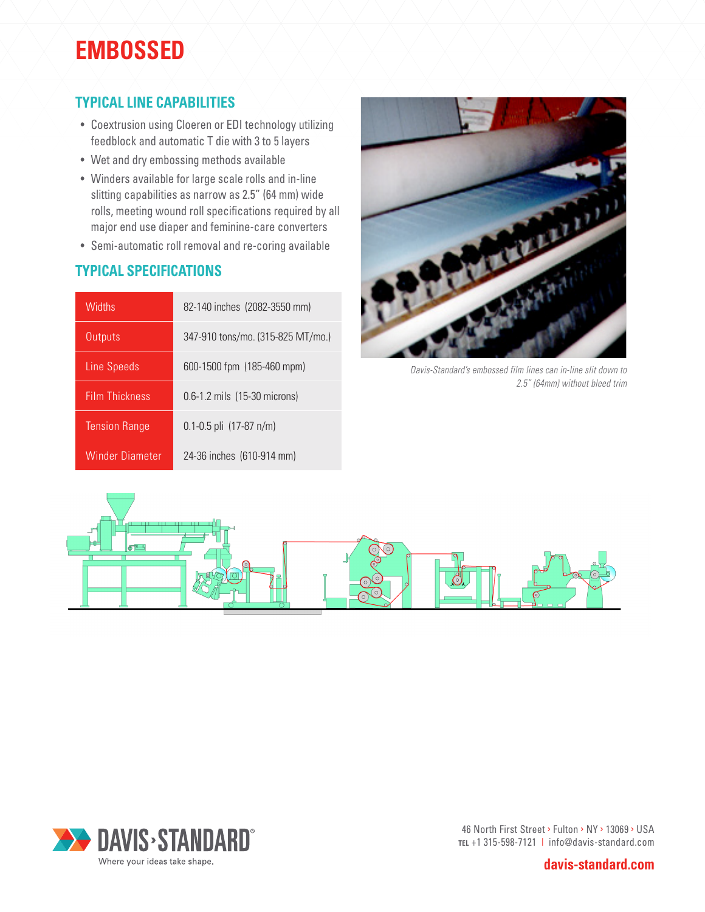# EMBOSSED

## TYPICAL LINE CAPABILITIES

- Coextrusion using Cloeren or EDI technology utilizing feedblock and automatic T die with 3 to 5 layers
- Wet and dry embossing methods available
- Winders available for large scale rolls and in-line slitting capabilities as narrow as 2.5" (64 mm) wide rolls, meeting wound roll specifications required by all major end use diaper and feminine-care converters
- Semi-automatic roll removal and re-coring available

## TYPICAL SPECIFICATIONS

| | |
|---|---|
| Widths | 82-140 inches (2082-3550 mm) |
| Outputs | 347-910 tons/mo. (315-825 MT/mo.) |
| Line Speeds | 600-1500 fpm (185-460 mpm) |
| Film Thickness | 0.6-1.2 mils (15-30 microns) |
| Tension Range | 0.1-0.5 pli (17-87 n/m) |
| Winder Diameter | 24-36 inches (610-914 mm) |

*Davis-Standard's embossed film lines can in-line slit down to 2.5" (64mm) without bleed trim*

DAVIS-STANDARD®
Where your ideas take shape.

46 North First Street › Fulton › NY › 13069 › USA
TEL +1 315-598-7121 | info@davis-standard.com

davis-standard.com